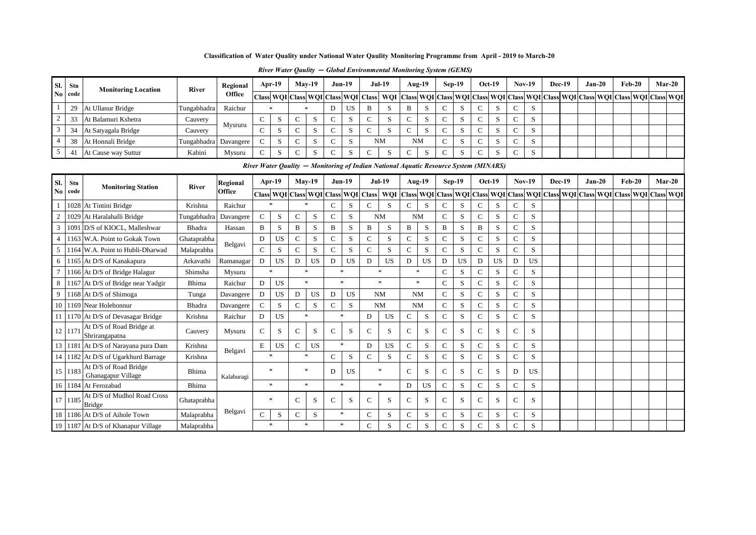**Classification of Water Quality under National Water Qaulity Monitoring Programme from April - 2019 to March-20**

*River Water Qaulity — Global Environmental Monitoring System (GEMS)*

| Sl. No | Stn code | Monitoring Location | River | Regional Office | Apr-19 | | May-19 | | Jun-19 | | Jul-19 | | Aug-19 | | Sep-19 | | Oct-19 | | Nov-19 | | Dec-19 | | Jan-20 | | Feb-20 | | Mar-20 | |
|---|---|---|---|---|---|---|---|---|---|---|---|---|---|---|---|---|---|---|---|---|---|---|---|---|---|---|---|---|
| | | | | | Class | WQI | Class | WQI | Class | WQI | Class | WQI | Class | WQI | Class | WQI | Class | WQI | Class | WQI | Class | WQI | Class | WQI | Class | WQI | Class | WQI |
| 1 | 29 | At Ullanur Bridge | Tungabhadra | Raichur | * | | * | | D | US | B | S | B | S | C | S | C | S | C | S | | | | | | | | |
| 2 | 33 | At Balamuri Kshetra | Cauvery | Mysruru | C | S | C | S | C | S | C | S | C | S | C | S | C | S | C | S | | | | | | | | |
| 3 | 34 | At Satyagala Bridge | Cauvery | | C | S | C | S | C | S | C | S | C | S | C | S | C | S | C | S | | | | | | | | |
| 4 | 38 | At Honnali Bridge | Tungabhadra | Davangere | C | S | C | S | C | S | NM | | NM | | C | S | C | S | C | S | | | | | | | | |
| 5 | 41 | At Cause way Suttur | Kabini | Mysuru | C | S | C | S | C | S | C | S | C | S | C | S | C | S | C | S | | | | | | | | |

*River Water Qaulity — Monitoring of Indian National Aquatic Resource System (MINARS)*

| Sl. No | Stn code | Monitoring Station | River | Regional Office | Apr-19 | | May-19 | | Jun-19 | | Jul-19 | | Aug-19 | | Sep-19 | | Oct-19 | | Nov-19 | | Dec-19 | | Jan-20 | | Feb-20 | | Mar-20 | |
|---|---|---|---|---|---|---|---|---|---|---|---|---|---|---|---|---|---|---|---|---|---|---|---|---|---|---|---|---|
| | | | | | Class | WQI | Class | WQI | Class | WQI | Class | WQI | Class | WQI | Class | WQI | Class | WQI | Class | WQI | Class | WQI | Class | WQI | Class | WQI | Class | WQI |
| 1 | 1028 | At Tintini Bridge | Krishna | Raichur | * | | * | | C | S | C | S | C | S | C | S | C | S | C | S | | | | | | | | |
| 2 | 1029 | At Haralahalli Bridge | Tungabhadra | Davangere | C | S | C | S | C | S | NM | | NM | | C | S | C | S | C | S | | | | | | | | |
| 3 | 1091 | D/S of KIOCL, Malleshwar | Bhadra | Hassan | B | S | B | S | B | S | B | S | B | S | B | S | B | S | C | S | | | | | | | | |
| 4 | 1163 | W.A. Point to Gokak Town | Ghataprabha | Belgavi | D | US | C | S | C | S | C | S | C | S | C | S | C | S | C | S | | | | | | | | |
| 5 | 1164 | W.A. Point to Hubli-Dharwad | Malaprabha | | C | S | C | S | C | S | C | S | C | S | C | S | C | S | C | S | | | | | | | | |
| 6 | 1165 | At D/S of Kanakapura | Arkavathi | Ramanagar | D | US | D | US | D | US | D | US | D | US | D | US | D | US | D | US | | | | | | | | |
| 7 | 1166 | At D/S of Bridge Halagur | Shimsha | Mysuru | * | | * | | * | | * | | * | | C | S | C | S | C | S | | | | | | | | |
| 8 | 1167 | At D/S of Bridge near Yadgir | Bhima | Raichur | D | US | * | | * | | * | | * | | C | S | C | S | C | S | | | | | | | | |
| 9 | 1168 | At D/S of Shimoga | Tunga | Davangere | D | US | D | US | D | US | NM | | NM | | C | S | C | S | C | S | | | | | | | | |
| 10 | 1169 | Near Holehonnur | Bhadra | Davangere | C | S | C | S | C | S | NM | | NM | | C | S | C | S | C | S | | | | | | | | |
| 11 | 1170 | At D/S of Devasagar Bridge | Krishna | Raichur | D | US | * | | * | | D | US | C | S | C | S | C | S | C | S | | | | | | | | |
| 12 | 1171 | At D/S of Road Bridge at Shrirangapatna | Cauvery | Mysuru | C | S | C | S | C | S | C | S | C | S | C | S | C | S | C | S | | | | | | | | |
| 13 | 1181 | At D/S of Narayana pura Dam | Krishna | Belgavi | E | US | C | US | * | | D | US | C | S | C | S | C | S | C | S | | | | | | | | |
| 14 | 1182 | At D/S of Ugarkhurd Barrage | Krishna | | * | | * | | C | S | C | S | C | S | C | S | C | S | C | S | | | | | | | | |
| 15 | 1183 | At D/S of Road Bridge Ghanagapur Village | Bhima | Kalaburagi | * | | * | | D | US | * | | C | S | C | S | C | S | D | US | | | | | | | | |
| 16 | 1184 | At Ferozabad | Bhima | | * | | * | | * | | * | | D | US | C | S | C | S | C | S | | | | | | | | |
| 17 | 1185 | At D/S of Mudhol Road Cross Bridge | Ghataprabha | Belgavi | * | | C | S | C | S | C | S | C | S | C | S | C | S | C | S | | | | | | | | |
| 18 | 1186 | At D/S of Aihole Town | Malaprabha | | C | S | C | S | * | | C | S | C | S | C | S | C | S | C | S | | | | | | | | |
| 19 | 1187 | At D/S of Khanapur Village | Malaprabha | | * | | * | | * | | C | S | C | S | C | S | C | S | C | S | | | | | | | | |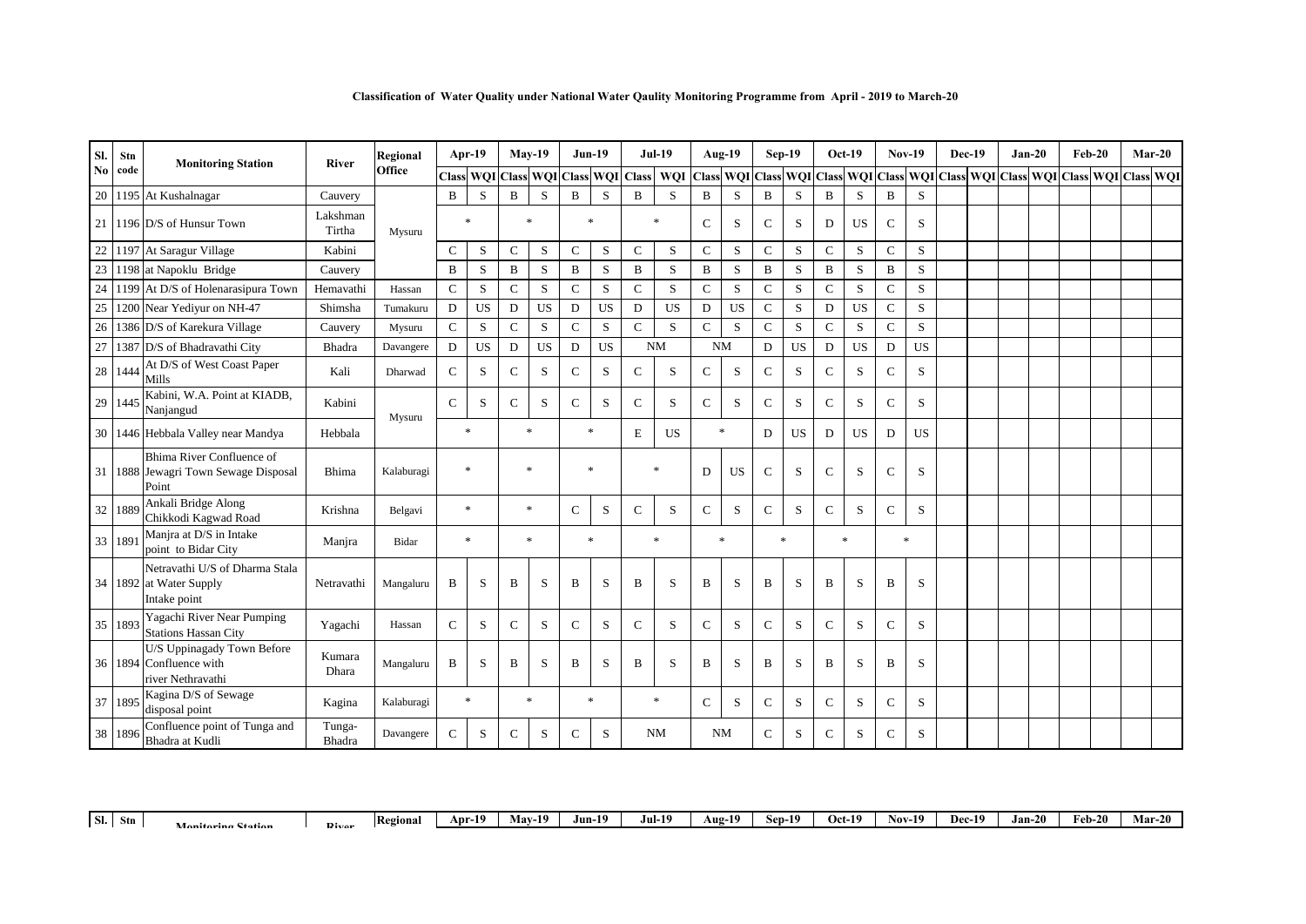**Classification of Water Quality under National Water Qaulity Monitoring Programme from April - 2019 to March-20**

| Sl. No | Stn code | Monitoring Station | River | Regional Office | Apr-19 | | May-19 | | Jun-19 | | Jul-19 | | Aug-19 | | Sep-19 | | Oct-19 | | Nov-19 | | Dec-19 | | Jan-20 | | Feb-20 | | Mar-20 | |
|---|---|---|---|---|---|---|---|---|---|---|---|---|---|---|---|---|---|---|---|---|---|---|---|---|---|---|---|---|
| | | | | | Class | WQI | Class | WQI | Class | WQI | Class | WQI | Class | WQI | Class | WQI | Class | WQI | Class | WQI | Class | WQI | Class | WQI | Class | WQI | Class | WQI |
| 20 | 1195 | At Kushalnagar | Cauvery | Mysuru | B | S | B | S | B | S | B | S | B | S | B | S | B | S | B | S | | | | | | | | |
| 21 | 1196 | D/S of Hunsur Town | Lakshman Tirtha | Mysuru | * | | * | | * | | * | | C | S | C | S | D | US | C | S | | | | | | | | |
| 22 | 1197 | At Saragur Village | Kabini | Mysuru | C | S | C | S | C | S | C | S | C | S | C | S | C | S | C | S | | | | | | | | |
| 23 | 1198 | at Napoklu Bridge | Cauvery | Mysuru | B | S | B | S | B | S | B | S | B | S | B | S | B | S | B | S | | | | | | | | |
| 24 | 1199 | At D/S of Holenarasipura Town | Hemavathi | Hassan | C | S | C | S | C | S | C | S | C | S | C | S | C | S | C | S | | | | | | | | |
| 25 | 1200 | Near Yediyur on NH-47 | Shimsha | Tumakuru | D | US | D | US | D | US | D | US | D | US | C | S | D | US | C | S | | | | | | | | |
| 26 | 1386 | D/S of Karekura Village | Cauvery | Mysuru | C | S | C | S | C | S | C | S | C | S | C | S | C | S | C | S | | | | | | | | |
| 27 | 1387 | D/S of Bhadravathi City | Bhadra | Davangere | D | US | D | US | D | US | NM | | NM | | D | US | D | US | D | US | | | | | | | | |
| 28 | 1444 | At D/S of West Coast Paper Mills | Kali | Dharwad | C | S | C | S | C | S | C | S | C | S | C | S | C | S | C | S | | | | | | | | |
| 29 | 1445 | Kabini, W.A. Point at KIADB, Nanjangud | Kabini | Mysuru | C | S | C | S | C | S | C | S | C | S | C | S | C | S | C | S | | | | | | | | |
| 30 | 1446 | Hebbala Valley near Mandya | Hebbala | Mysuru | * | | * | | * | | E | US | * | | D | US | D | US | D | US | | | | | | | | |
| 31 | 1888 | Bhima River Confluence of Jewagri Town Sewage Disposal Point | Bhima | Kalaburagi | * | | * | | * | | * | | D | US | C | S | C | S | C | S | | | | | | | | |
| 32 | 1889 | Ankali Bridge Along Chikkodi Kagwad Road | Krishna | Belgavi | * | | * | | C | S | C | S | C | S | C | S | C | S | C | S | | | | | | | | |
| 33 | 1891 | Manjra at D/S in Intake point to Bidar City | Manjra | Bidar | * | | * | | * | | * | | * | | * | | * | | * | | | | | | | | | |
| 34 | 1892 | Netravathi U/S of Dharma Stala at Water Supply Intake point | Netravathi | Mangaluru | B | S | B | S | B | S | B | S | B | S | B | S | B | S | B | S | | | | | | | | |
| 35 | 1893 | Yagachi River Near Pumping Stations Hassan City | Yagachi | Hassan | C | S | C | S | C | S | C | S | C | S | C | S | C | S | C | S | | | | | | | | |
| 36 | 1894 | U/S Uppinagady Town Before Confluence with river Nethravathi | Kumara Dhara | Mangaluru | B | S | B | S | B | S | B | S | B | S | B | S | B | S | B | S | | | | | | | | |
| 37 | 1895 | Kagina D/S of Sewage disposal point | Kagina | Kalaburagi | * | | * | | * | | * | | C | S | C | S | C | S | C | S | | | | | | | | |
| 38 | 1896 | Confluence point of Tunga and Bhadra at Kudli | Tunga-Bhadra | Davangere | C | S | C | S | C | S | NM | | NM | | C | S | C | S | C | S | | | | | | | | |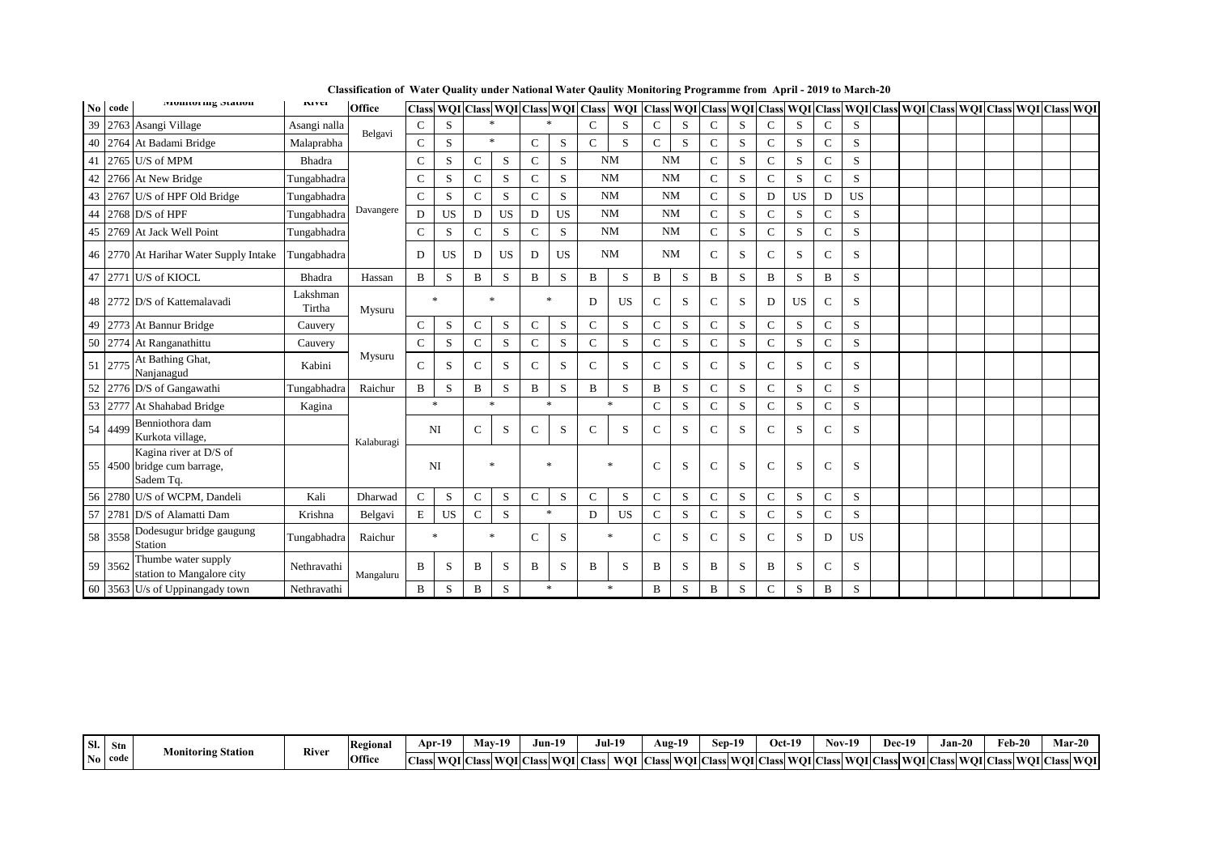**Classification of Water Quality under National Water Qaulity Monitoring Programme from April - 2019 to March-20**

| Sl. No | Stn code | Monitoring Station | River | Regional Office | Apr-19 | | May-19 | | Jun-19 | | Jul-19 | | Aug-19 | | Sep-19 | | Oct-19 | | Nov-19 | | Dec-19 | | Jan-20 | | Feb-20 | | Mar-20 | |
|---|---|---|---|---|---|---|---|---|---|---|---|---|---|---|---|---|---|---|---|---|---|---|---|---|---|---|---|---|
| | | | | | Class | WQI | Class | WQI | Class | WQI | Class | WQI | Class | WQI | Class | WQI | Class | WQI | Class | WQI | Class | WQI | Class | WQI | Class | WQI | Class | WQI |
| 39 | 2763 | Asangi Village | Asangi nalla | Belgavi | C | S | * | | * | | C | S | C | S | C | S | C | S | C | S | | | | | | | | |
| 40 | 2764 | At Badami Bridge | Malaprabha | | C | S | * | | C | S | C | S | C | S | C | S | C | S | C | S | | | | | | | | |
| 41 | 2765 | U/S of MPM | Bhadra | Davangere | C | S | C | S | C | S | NM | | NM | | C | S | C | S | C | S | | | | | | | | |
| 42 | 2766 | At New Bridge | Tungabhadra | | C | S | C | S | C | S | NM | | NM | | C | S | C | S | C | S | | | | | | | | |
| 43 | 2767 | U/S of HPF Old Bridge | Tungabhadra | | C | S | C | S | C | S | NM | | NM | | C | S | D | US | D | US | | | | | | | | |
| 44 | 2768 | D/S of HPF | Tungabhadra | | D | US | D | US | D | US | NM | | NM | | C | S | C | S | C | S | | | | | | | | |
| 45 | 2769 | At Jack Well Point | Tungabhadra | | C | S | C | S | C | S | NM | | NM | | C | S | C | S | C | S | | | | | | | | |
| 46 | 2770 | At Harihar Water Supply Intake | Tungabhadra | | D | US | D | US | D | US | NM | | NM | | C | S | C | S | C | S | | | | | | | | |
| 47 | 2771 | U/S of KIOCL | Bhadra | Hassan | B | S | B | S | B | S | B | S | B | S | B | S | B | S | B | S | | | | | | | | |
| 48 | 2772 | D/S of Kattemalavadi | Lakshman Tirtha | Mysuru | * | | * | | * | | D | US | C | S | C | S | D | US | C | S | | | | | | | | |
| 49 | 2773 | At Bannur Bridge | Cauvery | | C | S | C | S | C | S | C | S | C | S | C | S | C | S | C | S | | | | | | | | |
| 50 | 2774 | At Ranganathittu | Cauvery | Mysuru | C | S | C | S | C | S | C | S | C | S | C | S | C | S | C | S | | | | | | | | |
| 51 | 2775 | At Bathing Ghat, Nanjanagud | Kabini | | C | S | C | S | C | S | C | S | C | S | C | S | C | S | C | S | | | | | | | | |
| 52 | 2776 | D/S of Gangawathi | Tungabhadra | Raichur | B | S | B | S | B | S | B | S | B | S | C | S | C | S | C | S | | | | | | | | |
| 53 | 2777 | At Shahabad Bridge | Kagina | Kalaburagi | * | | * | | * | | * | | C | S | C | S | C | S | C | S | | | | | | | | |
| 54 | 4499 | Benniothora dam Kurkota village, | | | NI | | C | S | C | S | C | S | C | S | C | S | C | S | C | S | | | | | | | | |
| 55 | 4500 | Kagina river at D/S of bridge cum barrage, Sadem Tq. | | | NI | | * | | * | | * | | C | S | C | S | C | S | C | S | | | | | | | | |
| 56 | 2780 | U/S of WCPM, Dandeli | Kali | Dharwad | C | S | C | S | C | S | C | S | C | S | C | S | C | S | C | S | | | | | | | | |
| 57 | 2781 | D/S of Alamatti Dam | Krishna | Belgavi | E | US | C | S | * | | D | US | C | S | C | S | C | S | C | S | | | | | | | | |
| 58 | 3558 | Dodesugur bridge gaugung Station | Tungabhadra | Raichur | * | | * | | C | S | * | | C | S | C | S | C | S | D | US | | | | | | | | |
| 59 | 3562 | Thumbe water supply station to Mangalore city | Nethravathi | Mangaluru | B | S | B | S | B | S | B | S | B | S | B | S | B | S | C | S | | | | | | | | |
| 60 | 3563 | U/s of Uppinangady town | Nethravathi | | B | S | B | S | * | | * | | B | S | B | S | C | S | B | S | | | | | | | | |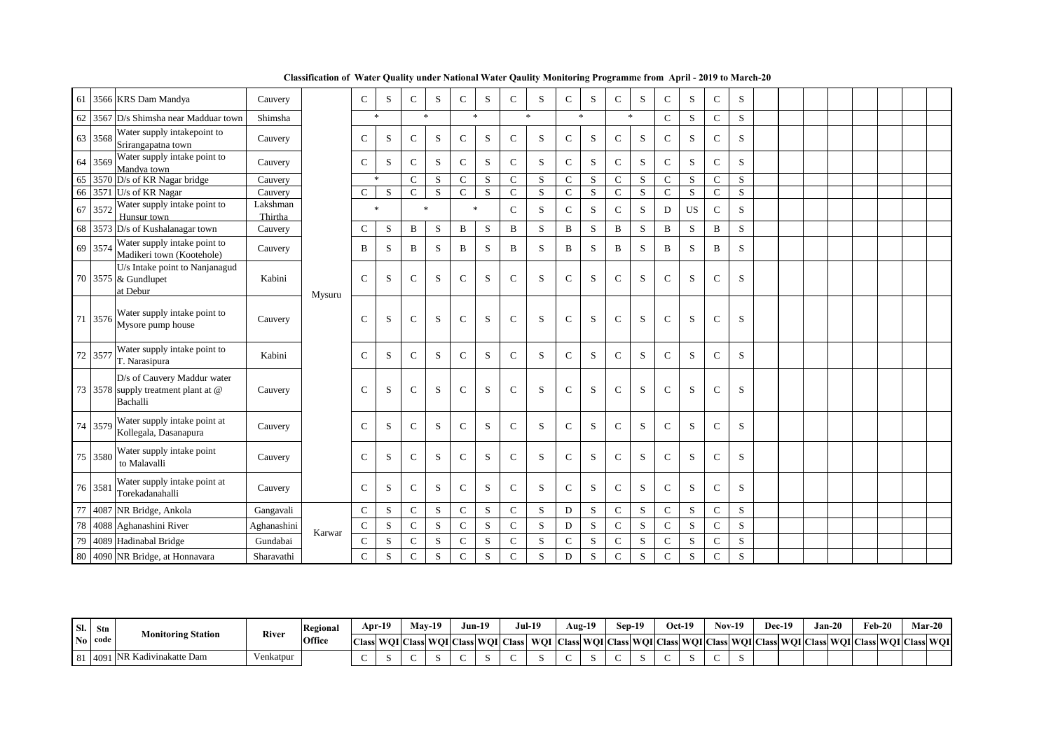**Classification of Water Quality under National Water Qaulity Monitoring Programme from April - 2019 to March-20**

| Sl. No | Stn code | Monitoring Station | River | Regional Office | Apr-19 | | May-19 | | Jun-19 | | Jul-19 | | Aug-19 | | Sep-19 | | Oct-19 | | Nov-19 | | Dec-19 | | Jan-20 | | Feb-20 | | Mar-20 | |
|---|---|---|---|---|---|---|---|---|---|---|---|---|---|---|---|---|---|---|---|---|---|---|---|---|---|---|---|---|
| | | | | | Class | WQI | Class | WQI | Class | WQI | Class | WQI | Class | WQI | Class | WQI | Class | WQI | Class | WQI | Class | WQI | Class | WQI | Class | WQI | Class | WQI |
| 61 | 3566 | KRS Dam Mandya | Cauvery | Mysuru | C | S | C | S | C | S | C | S | C | S | C | S | C | S | C | S | | | | | | | | |
| 62 | 3567 | D/s Shimsha near Madduar town | Shimsha | Mysuru | * | | * | | * | | * | | * | | * | | C | S | C | S | | | | | | | | |
| 63 | 3568 | Water supply intakepoint to Srirangapatna town | Cauvery | Mysuru | C | S | C | S | C | S | C | S | C | S | C | S | C | S | C | S | | | | | | | | |
| 64 | 3569 | Water supply intake point to Mandya town | Cauvery | Mysuru | C | S | C | S | C | S | C | S | C | S | C | S | C | S | C | S | | | | | | | | |
| 65 | 3570 | D/s of KR Nagar bridge | Cauvery | Mysuru | * | | C | S | C | S | C | S | C | S | C | S | C | S | C | S | | | | | | | | |
| 66 | 3571 | U/s of KR Nagar | Cauvery | Mysuru | C | S | C | S | C | S | C | S | C | S | C | S | C | S | C | S | | | | | | | | |
| 67 | 3572 | Water supply intake point to Hunsur town | Lakshman Thirtha | Mysuru | * | | * | | * | | C | S | C | S | C | S | D | US | C | S | | | | | | | | |
| 68 | 3573 | D/s of Kushalanagar town | Cauvery | Mysuru | C | S | B | S | B | S | B | S | B | S | B | S | B | S | B | S | | | | | | | | |
| 69 | 3574 | Water supply intake point to Madikeri town (Kootehole) | Cauvery | Mysuru | B | S | B | S | B | S | B | S | B | S | B | S | B | S | B | S | | | | | | | | |
| 70 | 3575 | U/s Intake point to Nanjanagud & Gundlupet at Debur | Kabini | Mysuru | C | S | C | S | C | S | C | S | C | S | C | S | C | S | C | S | | | | | | | | |
| 71 | 3576 | Water supply intake point to Mysore pump house | Cauvery | Mysuru | C | S | C | S | C | S | C | S | C | S | C | S | C | S | C | S | | | | | | | | |
| 72 | 3577 | Water supply intake point to T. Narasipura | Kabini | Mysuru | C | S | C | S | C | S | C | S | C | S | C | S | C | S | C | S | | | | | | | | |
| 73 | 3578 | D/s of Cauvery Maddur water supply treatment plant at @ Bachalli | Cauvery | Mysuru | C | S | C | S | C | S | C | S | C | S | C | S | C | S | C | S | | | | | | | | |
| 74 | 3579 | Water supply intake point at Kollegala, Dasanapura | Cauvery | Mysuru | C | S | C | S | C | S | C | S | C | S | C | S | C | S | C | S | | | | | | | | |
| 75 | 3580 | Water supply intake point to Malavalli | Cauvery | Mysuru | C | S | C | S | C | S | C | S | C | S | C | S | C | S | C | S | | | | | | | | |
| 76 | 3581 | Water supply intake point at Torekadanahalli | Cauvery | Mysuru | C | S | C | S | C | S | C | S | C | S | C | S | C | S | C | S | | | | | | | | |
| 77 | 4087 | NR Bridge, Ankola | Gangavali | Karwar | C | S | C | S | C | S | C | S | D | S | C | S | C | S | C | S | | | | | | | | |
| 78 | 4088 | Aghanashini River | Aghanashini | Karwar | C | S | C | S | C | S | C | S | D | S | C | S | C | S | C | S | | | | | | | | |
| 79 | 4089 | Hadinabal Bridge | Gundabai | Karwar | C | S | C | S | C | S | C | S | C | S | C | S | C | S | C | S | | | | | | | | |
| 80 | 4090 | NR Bridge, at Honnavara | Sharavathi | Karwar | C | S | C | S | C | S | C | S | D | S | C | S | C | S | C | S | | | | | | | | |
| 81 | 4091 | NR Kadivinakatte Dam | Venkatpur | | C | S | C | S | C | S | C | S | C | S | C | S | C | S | C | S | | | | | | | | |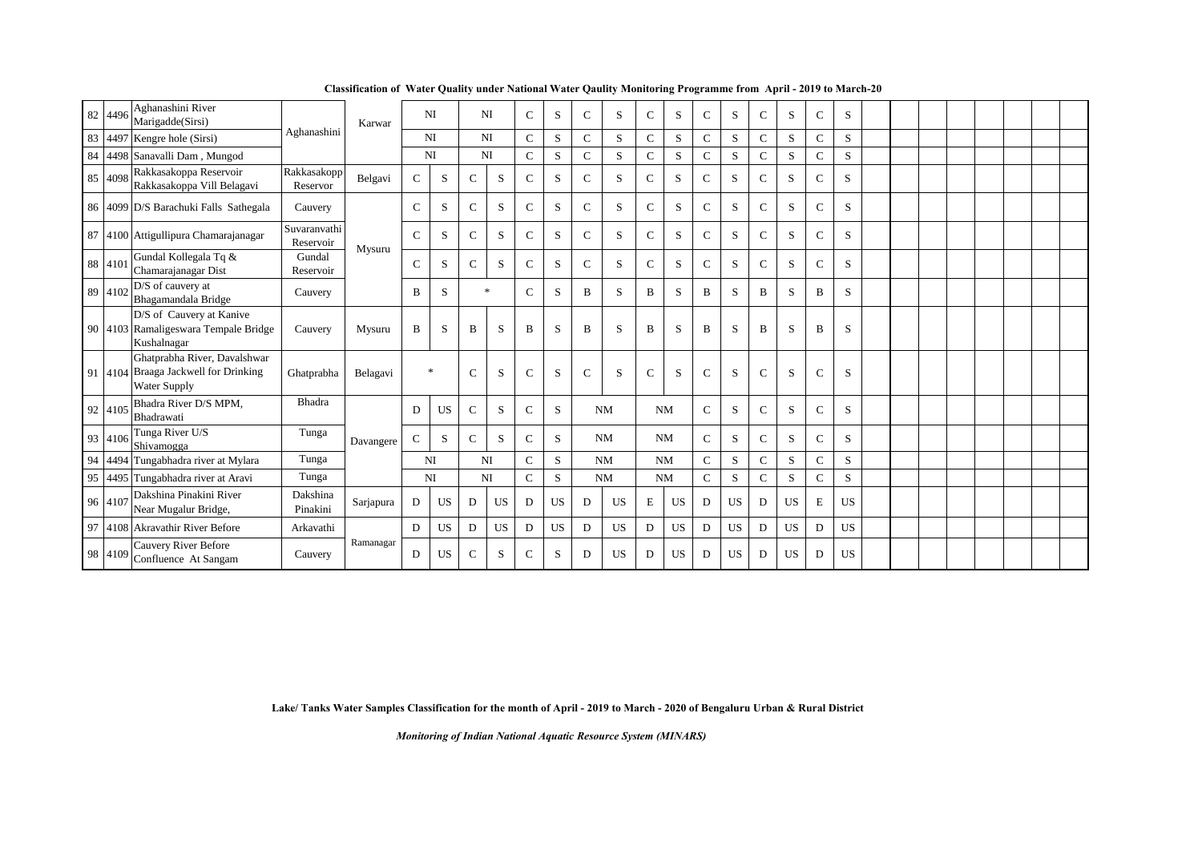**Classification of Water Quality under National Water Qaulity Monitoring Programme from April - 2019 to March-20**

| | | | | | | | | | | | | | | | | | | | | | | | | | | | | | | | |
|---|---|---|---|---|---|---|---|---|---|---|---|---|---|---|---|---|---|---|---|---|---|---|---|---|---|---|---|---|---|---|---|
| 82 | 4496 | Aghanashini River Marigadde(Sirsi) | Aghanashini | Karwar | NI | | NI | | C | S | C | S | C | S | C | S | C | S | C | S | | | | | | | | | | | |
| 83 | 4497 | Kengre hole (Sirsi) | | | NI | | NI | | C | S | C | S | C | S | C | S | C | S | C | S | | | | | | | | | | | |
| 84 | 4498 | Sanavalli Dam , Mungod | | | NI | | NI | | C | S | C | S | C | S | C | S | C | S | C | S | | | | | | | | | | | |
| 85 | 4098 | Rakkasakoppa Reservoir Rakkasakoppa Vill Belagavi | Rakkasakopp Reservor | Belgavi | C | S | C | S | C | S | C | S | C | S | C | S | C | S | C | S | | | | | | | | | | | |
| 86 | 4099 | D/S Barachuki Falls Sathegala | Cauvery | Mysuru | C | S | C | S | C | S | C | S | C | S | C | S | C | S | C | S | | | | | | | | | | | |
| 87 | 4100 | Attigullipura Chamarajanagar | Suvaranvathi Reservoir | | C | S | C | S | C | S | C | S | C | S | C | S | C | S | C | S | | | | | | | | | | | |
| 88 | 4101 | Gundal Kollegala Tq & Chamarajanagar Dist | Gundal Reservoir | | C | S | C | S | C | S | C | S | C | S | C | S | C | S | C | S | | | | | | | | | | | |
| 89 | 4102 | D/S of cauvery at Bhagamandala Bridge | Cauvery | | B | S | * | | C | S | B | S | B | S | B | S | B | S | B | S | | | | | | | | | | | |
| 90 | 4103 | D/S of Cauvery at Kanive Ramaligeswara Tempale Bridge Kushalnagar | Cauvery | Mysuru | B | S | B | S | B | S | B | S | B | S | B | S | B | S | B | S | | | | | | | | | | | |
| 91 | 4104 | Ghatprabha River, Davalshwar Braaga Jackwell for Drinking Water Supply | Ghatprabha | Belagavi | * | | C | S | C | S | C | S | C | S | C | S | C | S | C | S | | | | | | | | | | | |
| 92 | 4105 | Bhadra River D/S MPM, Bhadrawati | Bhadra | Davangere | D | US | C | S | C | S | NM | | NM | | C | S | C | S | C | S | | | | | | | | | | | |
| 93 | 4106 | Tunga River U/S Shivamogga | Tunga | | C | S | C | S | C | S | NM | | NM | | C | S | C | S | C | S | | | | | | | | | | | |
| 94 | 4494 | Tungabhadra river at Mylara | Tunga | | NI | | NI | | C | S | NM | | NM | | C | S | C | S | C | S | | | | | | | | | | | |
| 95 | 4495 | Tungabhadra river at Aravi | Tunga | | NI | | NI | | C | S | NM | | NM | | C | S | C | S | C | S | | | | | | | | | | | |
| 96 | 4107 | Dakshina Pinakini River Near Mugalur Bridge, | Dakshina Pinakini | Sarjapura | D | US | D | US | D | US | D | US | E | US | D | US | D | US | E | US | | | | | | | | | | | |
| 97 | 4108 | Akravathir River Before | Arkavathi | Ramanagar | D | US | D | US | D | US | D | US | D | US | D | US | D | US | D | US | | | | | | | | | | | |
| 98 | 4109 | Cauvery River Before Confluence At Sangam | Cauvery | | D | US | C | S | C | S | D | US | D | US | D | US | D | US | D | US | | | | | | | | | | | |

**Lake/ Tanks Water Samples Classification for the month of April - 2019 to March - 2020 of Bengaluru Urban & Rural District**

***Monitoring of Indian National Aquatic Resource System (MINARS)***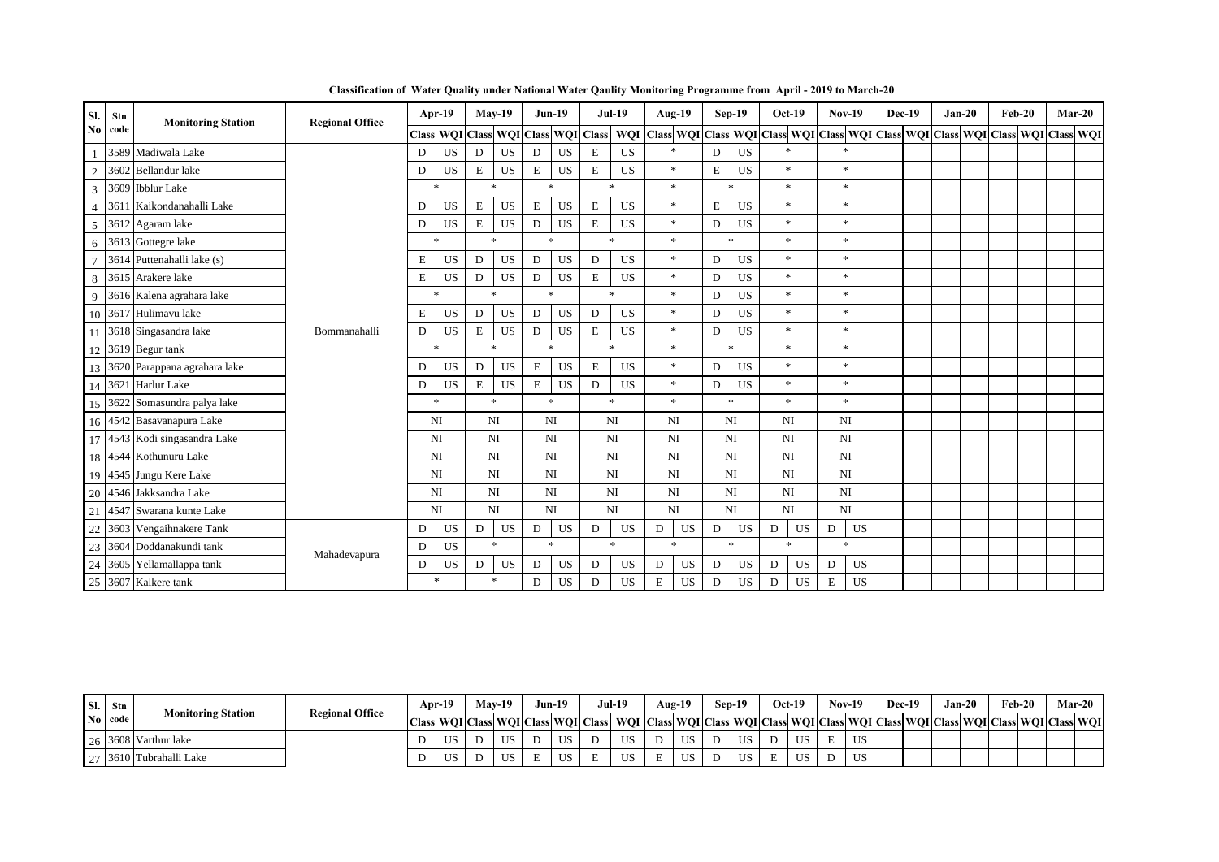**Classification of Water Quality under National Water Qaulity Monitoring Programme from April - 2019 to March-20**

| Sl. No | Stn code | Monitoring Station | Regional Office | Apr-19 | | May-19 | | Jun-19 | | Jul-19 | | Aug-19 | | Sep-19 | | Oct-19 | | Nov-19 | | Dec-19 | | Jan-20 | | Feb-20 | | Mar-20 | |
|---|---|---|---|---|---|---|---|---|---|---|---|---|---|---|---|---|---|---|---|---|---|---|---|---|---|---|---|
| | | | | Class | WQI | Class | WQI | Class | WQI | Class | WQI | Class | WQI | Class | WQI | Class | WQI | Class | WQI | Class | WQI | Class | WQI | Class | WQI | Class | WQI |
| 1 | 3589 | Madiwala Lake | Bommanahalli | D | US | D | US | D | US | E | US | * | | D | US | * | | * | | | | | | | | | |
| 2 | 3602 | Bellandur lake | | D | US | E | US | E | US | E | US | * | | E | US | * | | * | | | | | | | | | |
| 3 | 3609 | Ibblur Lake | | * | | * | | * | | * | | * | | * | | * | | * | | | | | | | | | |
| 4 | 3611 | Kaikondanahalli Lake | | D | US | E | US | E | US | E | US | * | | E | US | * | | * | | | | | | | | | |
| 5 | 3612 | Agaram lake | | D | US | E | US | D | US | E | US | * | | D | US | * | | * | | | | | | | | | |
| 6 | 3613 | Gottegre lake | | * | | * | | * | | * | | * | | * | | * | | * | | | | | | | | | |
| 7 | 3614 | Puttenahalli lake (s) | | E | US | D | US | D | US | D | US | * | | D | US | * | | * | | | | | | | | | |
| 8 | 3615 | Arakere lake | | E | US | D | US | D | US | E | US | * | | D | US | * | | * | | | | | | | | | |
| 9 | 3616 | Kalena agrahara lake | | * | | * | | * | | * | | * | | D | US | * | | * | | | | | | | | | |
| 10 | 3617 | Hulimavu lake | | E | US | D | US | D | US | D | US | * | | D | US | * | | * | | | | | | | | | |
| 11 | 3618 | Singasandra lake | | D | US | E | US | D | US | E | US | * | | D | US | * | | * | | | | | | | | | |
| 12 | 3619 | Begur tank | | * | | * | | * | | * | | * | | * | | * | | * | | | | | | | | | |
| 13 | 3620 | Parappana agrahara lake | | D | US | D | US | E | US | E | US | * | | D | US | * | | * | | | | | | | | | |
| 14 | 3621 | Harlur Lake | | D | US | E | US | E | US | D | US | * | | D | US | * | | * | | | | | | | | | |
| 15 | 3622 | Somasundra palya lake | | * | | * | | * | | * | | * | | * | | * | | * | | | | | | | | | |
| 16 | 4542 | Basavanapura Lake | | NI | | NI | | NI | | NI | | NI | | NI | | NI | | NI | | | | | | | | | |
| 17 | 4543 | Kodi singasandra Lake | | NI | | NI | | NI | | NI | | NI | | NI | | NI | | NI | | | | | | | | | |
| 18 | 4544 | Kothunuru Lake | | NI | | NI | | NI | | NI | | NI | | NI | | NI | | NI | | | | | | | | | |
| 19 | 4545 | Jungu Kere Lake | | NI | | NI | | NI | | NI | | NI | | NI | | NI | | NI | | | | | | | | | |
| 20 | 4546 | Jakksandra Lake | | NI | | NI | | NI | | NI | | NI | | NI | | NI | | NI | | | | | | | | | |
| 21 | 4547 | Swarana kunte Lake | | NI | | NI | | NI | | NI | | NI | | NI | | NI | | NI | | | | | | | | | |
| 22 | 3603 | Vengaihnakere Tank | Mahadevapura | D | US | D | US | D | US | D | US | D | US | D | US | D | US | D | US | | | | | | | | |
| 23 | 3604 | Doddanakundi tank | | D | US | * | | * | | * | | * | | * | | * | | * | | | | | | | | | |
| 24 | 3605 | Yellamallappa tank | | D | US | D | US | D | US | D | US | D | US | D | US | D | US | D | US | | | | | | | | |
| 25 | 3607 | Kalkere tank | | * | | * | | D | US | D | US | E | US | D | US | D | US | E | US | | | | | | | | |

| Sl. No | Stn code | Monitoring Station | Regional Office | Apr-19 | | May-19 | | Jun-19 | | Jul-19 | | Aug-19 | | Sep-19 | | Oct-19 | | Nov-19 | | Dec-19 | | Jan-20 | | Feb-20 | | Mar-20 | |
|---|---|---|---|---|---|---|---|---|---|---|---|---|---|---|---|---|---|---|---|---|---|---|---|---|---|---|---|
| | | | | Class | WQI | Class | WQI | Class | WQI | Class | WQI | Class | WQI | Class | WQI | Class | WQI | Class | WQI | Class | WQI | Class | WQI | Class | WQI | Class | WQI |
| 26 | 3608 | Varthur lake | | D | US | D | US | D | US | D | US | D | US | D | US | D | US | E | US | | | | | | | | |
| 27 | 3610 | Tubrahalli Lake | | D | US | D | US | E | US | E | US | E | US | D | US | E | US | D | US | | | | | | | | |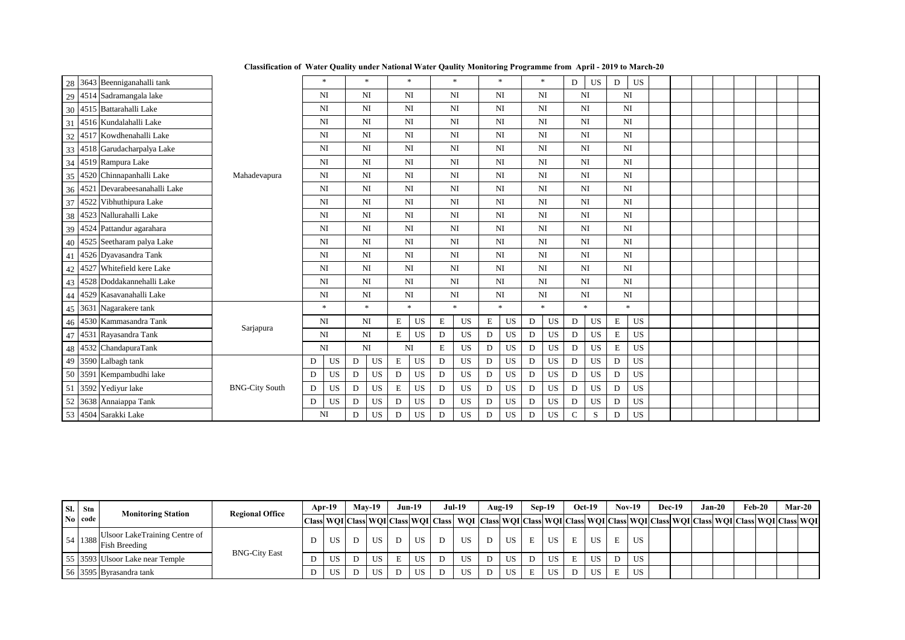**Classification of Water Quality under National Water Qaulity Monitoring Programme from April - 2019 to March-20**

| Sl. No | Stn code | Monitoring Station | Regional Office | Apr-19 | | May-19 | | Jun-19 | | Jul-19 | | Aug-19 | | Sep-19 | | Oct-19 | | Nov-19 | | Dec-19 | | Jan-20 | | Feb-20 | | Mar-20 | |
|---|---|---|---|---|---|---|---|---|---|---|---|---|---|---|---|---|---|---|---|---|---|---|---|---|---|---|---|
| | | | | Class | WQI | Class | WQI | Class | WQI | Class | WQI | Class | WQI | Class | WQI | Class | WQI | Class | WQI | Class | WQI | Class | WQI | Class | WQI | Class | WQI |
| 28 | 3643 | Beenniganahalli tank | Mahadevapura | * | | * | | * | | * | | * | | * | | D | US | D | US | | | | | | | | |
| 29 | 4514 | Sadramangala lake | | NI | | NI | | NI | | NI | | NI | | NI | | NI | | NI | | | | | | | | | |
| 30 | 4515 | Battarahalli Lake | | NI | | NI | | NI | | NI | | NI | | NI | | NI | | NI | | | | | | | | | |
| 31 | 4516 | Kundalahalli Lake | | NI | | NI | | NI | | NI | | NI | | NI | | NI | | NI | | | | | | | | | |
| 32 | 4517 | Kowdhenahalli Lake | | NI | | NI | | NI | | NI | | NI | | NI | | NI | | NI | | | | | | | | | |
| 33 | 4518 | Garudacharpalya Lake | | NI | | NI | | NI | | NI | | NI | | NI | | NI | | NI | | | | | | | | | |
| 34 | 4519 | Rampura Lake | | NI | | NI | | NI | | NI | | NI | | NI | | NI | | NI | | | | | | | | | |
| 35 | 4520 | Chinnapanhalli Lake | | NI | | NI | | NI | | NI | | NI | | NI | | NI | | NI | | | | | | | | | |
| 36 | 4521 | Devarabeesanahalli Lake | | NI | | NI | | NI | | NI | | NI | | NI | | NI | | NI | | | | | | | | | |
| 37 | 4522 | Vibhuthipura Lake | | NI | | NI | | NI | | NI | | NI | | NI | | NI | | NI | | | | | | | | | |
| 38 | 4523 | Nallurahalli Lake | | NI | | NI | | NI | | NI | | NI | | NI | | NI | | NI | | | | | | | | | |
| 39 | 4524 | Pattandur agarahara | | NI | | NI | | NI | | NI | | NI | | NI | | NI | | NI | | | | | | | | | |
| 40 | 4525 | Seetharam palya Lake | | NI | | NI | | NI | | NI | | NI | | NI | | NI | | NI | | | | | | | | | |
| 41 | 4526 | Dyavasandra Tank | | NI | | NI | | NI | | NI | | NI | | NI | | NI | | NI | | | | | | | | | |
| 42 | 4527 | Whitefield kere Lake | | NI | | NI | | NI | | NI | | NI | | NI | | NI | | NI | | | | | | | | | |
| 43 | 4528 | Doddakannehalli Lake | | NI | | NI | | NI | | NI | | NI | | NI | | NI | | NI | | | | | | | | | |
| 44 | 4529 | Kasavanahalli Lake | | NI | | NI | | NI | | NI | | NI | | NI | | NI | | NI | | | | | | | | | |
| 45 | 3631 | Nagarakere tank | Sarjapura | * | | * | | * | | * | | * | | * | | * | | * | | | | | | | | | |
| 46 | 4530 | Kammasandra Tank | | NI | | NI | | E | US | E | US | E | US | D | US | D | US | E | US | | | | | | | | |
| 47 | 4531 | Rayasandra Tank | | NI | | NI | | E | US | D | US | D | US | D | US | D | US | E | US | | | | | | | | |
| 48 | 4532 | ChandapuraTank | | NI | | NI | | NI | | E | US | D | US | D | US | D | US | E | US | | | | | | | | |
| 49 | 3590 | Lalbagh tank | BNG-City South | D | US | D | US | E | US | D | US | D | US | D | US | D | US | D | US | | | | | | | | |
| 50 | 3591 | Kempambudhi lake | | D | US | D | US | D | US | D | US | D | US | D | US | D | US | D | US | | | | | | | | |
| 51 | 3592 | Yediyur lake | | D | US | D | US | E | US | D | US | D | US | D | US | D | US | D | US | | | | | | | | |
| 52 | 3638 | Annaiappa Tank | | D | US | D | US | D | US | D | US | D | US | D | US | D | US | D | US | | | | | | | | |
| 53 | 4504 | Sarakki Lake | | NI | | D | US | D | US | D | US | D | US | D | US | C | S | D | US | | | | | | | | |
| 54 | 1388 | Ulsoor LakeTraining Centre of Fish Breeding | BNG-City East | D | US | D | US | D | US | D | US | D | US | E | US | E | US | E | US | | | | | | | | |
| 55 | 3593 | Ulsoor Lake near Temple | | D | US | D | US | E | US | D | US | D | US | D | US | E | US | D | US | | | | | | | | |
| 56 | 3595 | Byrasandra tank | | D | US | D | US | D | US | D | US | D | US | E | US | D | US | E | US | | | | | | | | |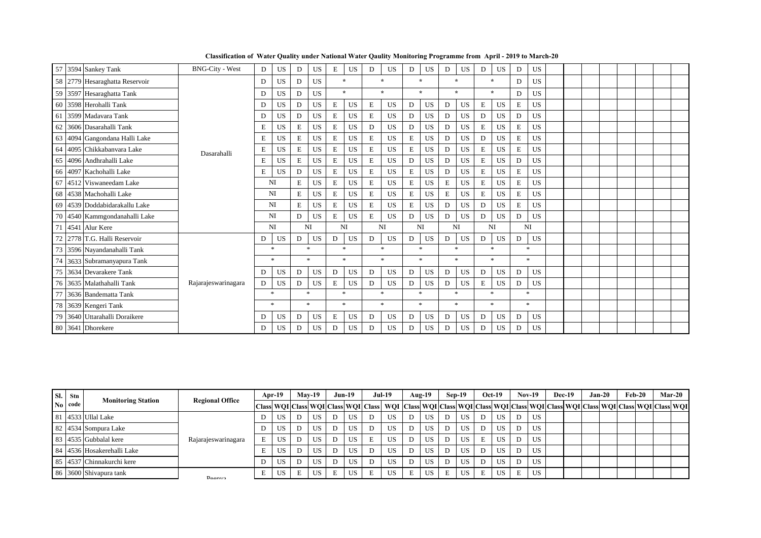**Classification of Water Quality under National Water Qaulity Monitoring Programme from April - 2019 to March-20**

| Sl. No | Stn code | Monitoring Station | Regional Office | Apr-19 | | May-19 | | Jun-19 | | Jul-19 | | Aug-19 | | Sep-19 | | Oct-19 | | Nov-19 | | Dec-19 | | Jan-20 | | Feb-20 | | Mar-20 | |
|---|---|---|---|---|---|---|---|---|---|---|---|---|---|---|---|---|---|---|---|---|---|---|---|---|---|---|---|
| | | | | Class | WQI | Class | WQI | Class | WQI | Class | WQI | Class | WQI | Class | WQI | Class | WQI | Class | WQI | Class | WQI | Class | WQI | Class | WQI | Class | WQI |
| 57 | 3594 | Sankey Tank | BNG-City - West | D | US | D | US | E | US | D | US | D | US | D | US | D | US | D | US | | | | | | | | |
| 58 | 2779 | Hesaraghatta Reservoir | Dasarahalli | D | US | D | US | * | | * | | * | | * | | * | | D | US | | | | | | | | |
| 59 | 3597 | Hesaraghatta Tank | Dasarahalli | D | US | D | US | * | | * | | * | | * | | * | | D | US | | | | | | | | |
| 60 | 3598 | Herohalli Tank | Dasarahalli | D | US | D | US | E | US | E | US | D | US | D | US | E | US | E | US | | | | | | | | |
| 61 | 3599 | Madavara Tank | Dasarahalli | D | US | D | US | E | US | E | US | D | US | D | US | D | US | D | US | | | | | | | | |
| 62 | 3606 | Dasarahalli Tank | Dasarahalli | E | US | E | US | E | US | D | US | D | US | D | US | E | US | E | US | | | | | | | | |
| 63 | 4094 | Gangondana Halli Lake | Dasarahalli | E | US | E | US | E | US | E | US | E | US | D | US | D | US | E | US | | | | | | | | |
| 64 | 4095 | Chikkabanvara Lake | Dasarahalli | E | US | E | US | E | US | E | US | E | US | D | US | E | US | E | US | | | | | | | | |
| 65 | 4096 | Andhrahalli Lake | Dasarahalli | E | US | E | US | E | US | E | US | D | US | D | US | E | US | D | US | | | | | | | | |
| 66 | 4097 | Kachohalli Lake | Dasarahalli | E | US | D | US | E | US | E | US | E | US | D | US | E | US | E | US | | | | | | | | |
| 67 | 4512 | Viswaneedam Lake | Dasarahalli | NI | | E | US | E | US | E | US | E | US | E | US | E | US | E | US | | | | | | | | |
| 68 | 4538 | Machohalli Lake | Dasarahalli | NI | | E | US | E | US | E | US | E | US | E | US | E | US | E | US | | | | | | | | |
| 69 | 4539 | Doddabidarakallu Lake | Dasarahalli | NI | | E | US | E | US | E | US | E | US | D | US | D | US | E | US | | | | | | | | |
| 70 | 4540 | Kammgondanahalli Lake | Dasarahalli | NI | | D | US | E | US | E | US | D | US | D | US | D | US | D | US | | | | | | | | |
| 71 | 4541 | Alur Kere | Dasarahalli | NI | | NI | | NI | | NI | | NI | | NI | | NI | | NI | | | | | | | | | |
| 72 | 2778 | T.G. Halli Reservoir | Rajarajeswarinagara | D | US | D | US | D | US | D | US | D | US | D | US | D | US | D | US | | | | | | | | |
| 73 | 3596 | Nayandanahalli Tank | Rajarajeswarinagara | * | | * | | * | | * | | * | | * | | * | | * | | | | | | | | | |
| 74 | 3633 | Subramanyapura Tank | Rajarajeswarinagara | * | | * | | * | | * | | * | | * | | * | | * | | | | | | | | | |
| 75 | 3634 | Devarakere Tank | Rajarajeswarinagara | D | US | D | US | D | US | D | US | D | US | D | US | D | US | D | US | | | | | | | | |
| 76 | 3635 | Malathahalli Tank | Rajarajeswarinagara | D | US | D | US | E | US | D | US | D | US | D | US | E | US | D | US | | | | | | | | |
| 77 | 3636 | Bandematta Tank | Rajarajeswarinagara | * | | * | | * | | * | | * | | * | | * | | * | | | | | | | | | |
| 78 | 3639 | Kengeri Tank | Rajarajeswarinagara | * | | * | | * | | * | | * | | * | | * | | * | | | | | | | | | |
| 79 | 3640 | Uttarahalli Doraikere | Rajarajeswarinagara | D | US | D | US | E | US | D | US | D | US | D | US | D | US | D | US | | | | | | | | |
| 80 | 3641 | Dhorekere | Rajarajeswarinagara | D | US | D | US | D | US | D | US | D | US | D | US | D | US | D | US | | | | | | | | |
| 81 | 4533 | Ullal Lake | Rajarajeswarinagara | D | US | D | US | D | US | D | US | D | US | D | US | D | US | D | US | | | | | | | | |
| 82 | 4534 | Sompura Lake | Rajarajeswarinagara | D | US | D | US | D | US | D | US | D | US | D | US | D | US | D | US | | | | | | | | |
| 83 | 4535 | Gubbalal kere | Rajarajeswarinagara | E | US | D | US | D | US | E | US | D | US | D | US | E | US | D | US | | | | | | | | |
| 84 | 4536 | Hosakerehalli Lake | Rajarajeswarinagara | E | US | D | US | D | US | D | US | D | US | D | US | D | US | D | US | | | | | | | | |
| 85 | 4537 | Chinnakurchi kere | Rajarajeswarinagara | D | US | D | US | D | US | D | US | D | US | D | US | D | US | D | US | | | | | | | | |
| 86 | 3600 | Shivapura tank | Peenya | E | US | E | US | E | US | E | US | E | US | E | US | E | US | E | US | | | | | | | | |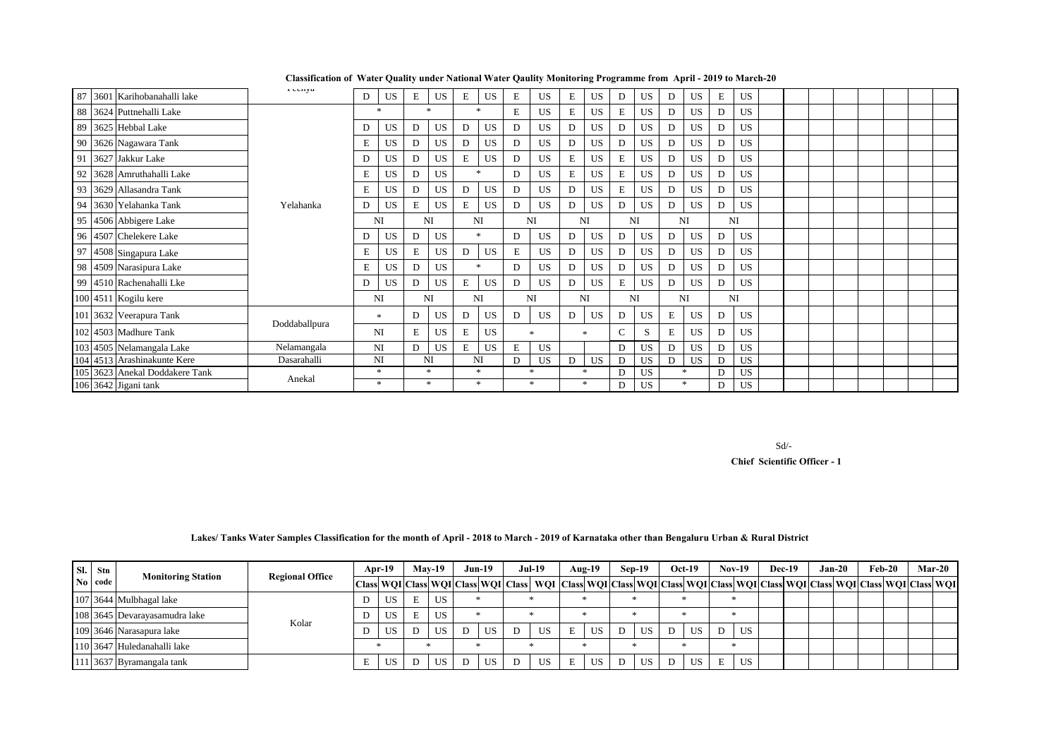**Classification of Water Quality under National Water Qaulity Monitoring Programme from April - 2019 to March-20**

| Sl. No | Stn code | Monitoring Station | Regional Office | Apr-19 | | May-19 | | Jun-19 | | Jul-19 | | Aug-19 | | Sep-19 | | Oct-19 | | Nov-19 | | Dec-19 | | Jan-20 | | Feb-20 | | Mar-20 | |
|---|---|---|---|---|---|---|---|---|---|---|---|---|---|---|---|---|---|---|---|---|---|---|---|---|---|---|---|
| | | | | Class | WQI | Class | WQI | Class | WQI | Class | WQI | Class | WQI | Class | WQI | Class | WQI | Class | WQI | Class | WQI | Class | WQI | Class | WQI | Class | WQI |
| 87 | 3601 | Karihobanahalli lake | Peenya | D | US | E | US | E | US | E | US | E | US | D | US | D | US | E | US | | | | | | | | |
| 88 | 3624 | Puttnehalli Lake | Yelahanka | * | | * | | * | | E | US | E | US | E | US | D | US | D | US | | | | | | | | |
| 89 | 3625 | Hebbal Lake | Yelahanka | D | US | D | US | D | US | D | US | D | US | D | US | D | US | D | US | | | | | | | | |
| 90 | 3626 | Nagawara Tank | Yelahanka | E | US | D | US | D | US | D | US | D | US | D | US | D | US | D | US | | | | | | | | |
| 91 | 3627 | Jakkur Lake | Yelahanka | D | US | D | US | E | US | D | US | E | US | E | US | D | US | D | US | | | | | | | | |
| 92 | 3628 | Amruthahalli Lake | Yelahanka | E | US | D | US | * | | D | US | E | US | E | US | D | US | D | US | | | | | | | | |
| 93 | 3629 | Allasandra Tank | Yelahanka | E | US | D | US | D | US | D | US | D | US | E | US | D | US | D | US | | | | | | | | |
| 94 | 3630 | Yelahanka Tank | Yelahanka | D | US | E | US | E | US | D | US | D | US | D | US | D | US | D | US | | | | | | | | |
| 95 | 4506 | Abbigere Lake | Yelahanka | NI | | NI | | NI | | NI | | NI | | NI | | NI | | NI | | | | | | | | | |
| 96 | 4507 | Chelekere Lake | Yelahanka | D | US | D | US | * | | D | US | D | US | D | US | D | US | D | US | | | | | | | | |
| 97 | 4508 | Singapura Lake | Yelahanka | E | US | E | US | D | US | E | US | D | US | D | US | D | US | D | US | | | | | | | | |
| 98 | 4509 | Narasipura Lake | Yelahanka | E | US | D | US | * | | D | US | D | US | D | US | D | US | D | US | | | | | | | | |
| 99 | 4510 | Rachenahalli Lke | Yelahanka | D | US | D | US | E | US | D | US | D | US | E | US | D | US | D | US | | | | | | | | |
| 100 | 4511 | Kogilu kere | Yelahanka | NI | | NI | | NI | | NI | | NI | | NI | | NI | | NI | | | | | | | | | |
| 101 | 3632 | Veerapura Tank | Doddaballpura | * | | D | US | D | US | D | US | D | US | D | US | E | US | D | US | | | | | | | | |
| 102 | 4503 | Madhure Tank | Doddaballpura | NI | | E | US | E | US | * | | * | | C | S | E | US | D | US | | | | | | | | |
| 103 | 4505 | Nelamangala Lake | Nelamangala | NI | | D | US | E | US | E | US | | | D | US | D | US | D | US | | | | | | | | |
| 104 | 4513 | Arashinakunte Kere | Dasarahalli | NI | | NI | | NI | | D | US | D | US | D | US | D | US | D | US | | | | | | | | |
| 105 | 3623 | Anekal Doddakere Tank | Anekal | * | | * | | * | | * | | * | | D | US | * | | D | US | | | | | | | | |
| 106 | 3642 | Jigani tank | Anekal | * | | * | | * | | * | | * | | D | US | * | | D | US | | | | | | | | |

Sd/-

**Chief Scientific Officer - 1**

**Lakes/ Tanks Water Samples Classification for the month of April - 2018 to March - 2019 of Karnataka other than Bengaluru Urban & Rural District**

| Sl. No | Stn code | Monitoring Station | Regional Office | Apr-19 | | May-19 | | Jun-19 | | Jul-19 | | Aug-19 | | Sep-19 | | Oct-19 | | Nov-19 | | Dec-19 | | Jan-20 | | Feb-20 | | Mar-20 | |
|---|---|---|---|---|---|---|---|---|---|---|---|---|---|---|---|---|---|---|---|---|---|---|---|---|---|---|---|
| | | | | Class | WQI | Class | WQI | Class | WQI | Class | WQI | Class | WQI | Class | WQI | Class | WQI | Class | WQI | Class | WQI | Class | WQI | Class | WQI | Class | WQI |
| 107 | 3644 | Mulbhagal lake | Kolar | D | US | E | US | * | | * | | * | | * | | * | | * | | | | | | | | | |
| 108 | 3645 | Devarayasamudra lake | Kolar | D | US | E | US | * | | * | | * | | * | | * | | * | | | | | | | | | |
| 109 | 3646 | Narasapura lake | Kolar | D | US | D | US | D | US | D | US | E | US | D | US | D | US | D | US | | | | | | | | |
| 110 | 3647 | Huledanahalli lake | Kolar | * | | * | | * | | * | | * | | * | | * | | * | | | | | | | | | |
| 111 | 3637 | Byramangala tank | | E | US | D | US | D | US | D | US | E | US | D | US | D | US | E | US | | | | | | | | |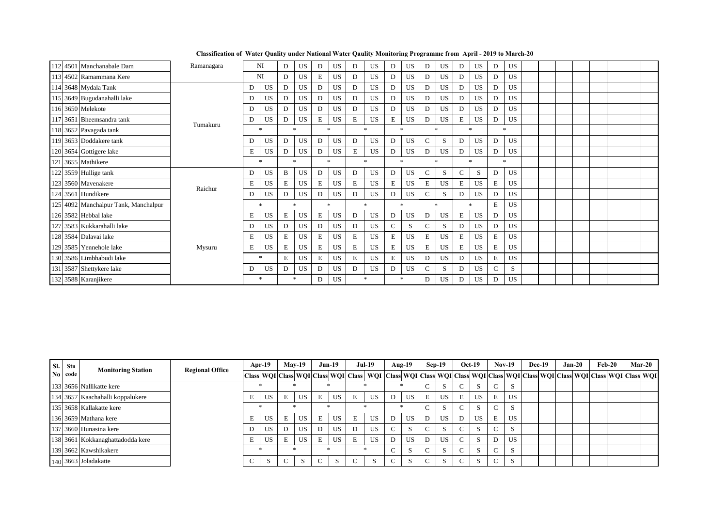**Classification of Water Quality under National Water Qaulity Monitoring Programme from April - 2019 to March-20**

| Sl. No | Stn code | Monitoring Station | Regional Office | Apr-19 | | May-19 | | Jun-19 | | Jul-19 | | Aug-19 | | Sep-19 | | Oct-19 | | Nov-19 | | Dec-19 | | Jan-20 | | Feb-20 | | Mar-20 | |
|---|---|---|---|---|---|---|---|---|---|---|---|---|---|---|---|---|---|---|---|---|---|---|---|---|---|---|---|
| | | | | Class | WQI | Class | WQI | Class | WQI | Class | WQI | Class | WQI | Class | WQI | Class | WQI | Class | WQI | Class | WQI | Class | WQI | Class | WQI | Class | WQI |
| 112 | 4501 | Manchanabale Dam | Ramanagara | NI | | D | US | D | US | D | US | D | US | D | US | D | US | D | US | | | | | | | | |
| 113 | 4502 | Ramammana Kere | | NI | | D | US | E | US | D | US | D | US | D | US | D | US | D | US | | | | | | | | |
| 114 | 3648 | Mydala Tank | Tumakuru | D | US | D | US | D | US | D | US | D | US | D | US | D | US | D | US | | | | | | | | |
| 115 | 3649 | Bugudanahalli lake | | D | US | D | US | D | US | D | US | D | US | D | US | D | US | D | US | | | | | | | | |
| 116 | 3650 | Melekote | | D | US | D | US | D | US | D | US | D | US | D | US | D | US | D | US | | | | | | | | |
| 117 | 3651 | Bheemsandra tank | | D | US | D | US | E | US | E | US | E | US | D | US | E | US | D | US | | | | | | | | |
| 118 | 3652 | Pavagada tank | | * | | * | | * | | * | | * | | * | | * | | * | | | | | | | | | |
| 119 | 3653 | Doddakere tank | | D | US | D | US | D | US | D | US | D | US | C | S | D | US | D | US | | | | | | | | |
| 120 | 3654 | Gottigere lake | | E | US | D | US | D | US | E | US | D | US | D | US | D | US | D | US | | | | | | | | |
| 121 | 3655 | Mathikere | | * | | * | | * | | * | | * | | * | | * | | * | | | | | | | | | |
| 122 | 3559 | Hullige tank | Raichur | D | US | B | US | D | US | D | US | D | US | C | S | C | S | D | US | | | | | | | | |
| 123 | 3560 | Mavenakere | | E | US | E | US | E | US | E | US | E | US | E | US | E | US | E | US | | | | | | | | |
| 124 | 3561 | Hundikere | | D | US | D | US | D | US | D | US | D | US | C | S | D | US | D | US | | | | | | | | |
| 125 | 4092 | Manchalpur Tank, Manchalpur | | * | | * | | * | | * | | * | | * | | * | | E | US | | | | | | | | |
| 126 | 3582 | Hebbal lake | Mysuru | E | US | E | US | E | US | D | US | D | US | D | US | E | US | D | US | | | | | | | | |
| 127 | 3583 | Kukkarahalli lake | | D | US | D | US | D | US | D | US | C | S | C | S | D | US | D | US | | | | | | | | |
| 128 | 3584 | Dalavai lake | | E | US | E | US | E | US | E | US | E | US | E | US | E | US | E | US | | | | | | | | |
| 129 | 3585 | Yennehole lake | | E | US | E | US | E | US | E | US | E | US | E | US | E | US | E | US | | | | | | | | |
| 130 | 3586 | Limbhabudi lake | | * | | E | US | E | US | E | US | E | US | D | US | D | US | E | US | | | | | | | | |
| 131 | 3587 | Shettykere lake | | D | US | D | US | D | US | D | US | D | US | C | S | D | US | C | S | | | | | | | | |
| 132 | 3588 | Karanjikere | | * | | * | | D | US | * | | * | | D | US | D | US | D | US | | | | | | | | |
| 133 | 3656 | Nallikatte kere | | * | | * | | * | | * | | * | | C | S | C | S | C | S | | | | | | | | |
| 134 | 3657 | Kaachahalli koppalukere | | E | US | E | US | E | US | E | US | D | US | E | US | E | US | E | US | | | | | | | | |
| 135 | 3658 | Kallakatte kere | | * | | * | | * | | * | | * | | C | S | C | S | C | S | | | | | | | | |
| 136 | 3659 | Mathana kere | | E | US | E | US | E | US | E | US | D | US | D | US | D | US | E | US | | | | | | | | |
| 137 | 3660 | Hunasina kere | | D | US | D | US | D | US | D | US | C | S | C | S | C | S | C | S | | | | | | | | |
| 138 | 3661 | Kokkanaghattadodda kere | | E | US | E | US | E | US | E | US | D | US | D | US | C | S | D | US | | | | | | | | |
| 139 | 3662 | Kawshikakere | | * | | * | | * | | * | | C | S | C | S | C | S | C | S | | | | | | | | |
| 140 | 3663 | Joladakatte | | C | S | C | S | C | S | C | S | C | S | C | S | C | S | C | S | | | | | | | | |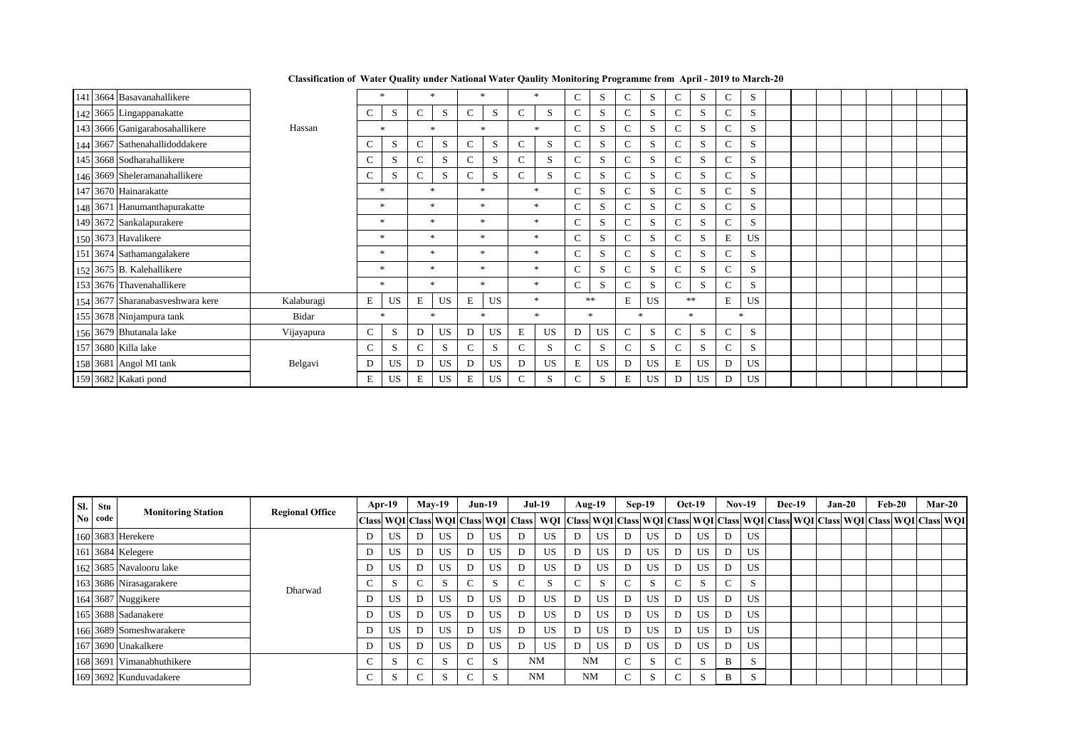**Classification of Water Quality under National Water Qaulity Monitoring Programme from April - 2019 to March-20**

| Sl. No | Stn code | Monitoring Station | Regional Office | Apr-19 | | May-19 | | Jun-19 | | Jul-19 | | Aug-19 | | Sep-19 | | Oct-19 | | Nov-19 | | Dec-19 | | Jan-20 | | Feb-20 | | Mar-20 | |
|---|---|---|---|---|---|---|---|---|---|---|---|---|---|---|---|---|---|---|---|---|---|---|---|---|---|---|---|
| | | | | Class | WQI | Class | WQI | Class | WQI | Class | WQI | Class | WQI | Class | WQI | Class | WQI | Class | WQI | Class | WQI | Class | WQI | Class | WQI | Class | WQI |
| 141 | 3664 | Basavanahallikere | | * | | * | | * | | * | | C | S | C | S | C | S | C | S | | | | | | | | |
| 142 | 3665 | Lingappanakatte | | C | S | C | S | C | S | C | S | C | S | C | S | C | S | C | S | | | | | | | | |
| 143 | 3666 | Ganigarahosahallikere | Hassan | * | | * | | * | | * | | C | S | C | S | C | S | C | S | | | | | | | | |
| 144 | 3667 | Sathenahallidoddakere | | C | S | C | S | C | S | C | S | C | S | C | S | C | S | C | S | | | | | | | | |
| 145 | 3668 | Sodharahallikere | | C | S | C | S | C | S | C | S | C | S | C | S | C | S | C | S | | | | | | | | |
| 146 | 3669 | Sheleramanahallikere | | C | S | C | S | C | S | C | S | C | S | C | S | C | S | C | S | | | | | | | | |
| 147 | 3670 | Hainarakatte | | * | | * | | * | | * | | C | S | C | S | C | S | C | S | | | | | | | | |
| 148 | 3671 | Hanumanthapurakatte | | * | | * | | * | | * | | C | S | C | S | C | S | C | S | | | | | | | | |
| 149 | 3672 | Sankalapurakere | | * | | * | | * | | * | | C | S | C | S | C | S | C | S | | | | | | | | |
| 150 | 3673 | Havalikere | | * | | * | | * | | * | | C | S | C | S | C | S | E | US | | | | | | | | |
| 151 | 3674 | Sathamangalakere | | * | | * | | * | | * | | C | S | C | S | C | S | C | S | | | | | | | | |
| 152 | 3675 | B. Kalehallikere | | * | | * | | * | | * | | C | S | C | S | C | S | C | S | | | | | | | | |
| 153 | 3676 | Thavenahallikere | | * | | * | | * | | * | | C | S | C | S | C | S | C | S | | | | | | | | |
| 154 | 3677 | Sharanabasveshwara kere | Kalaburagi | E | US | E | US | E | US | * | | ** | | E | US | ** | | E | US | | | | | | | | |
| 155 | 3678 | Ninjampura tank | Bidar | * | | * | | * | | * | | * | | * | | * | | * | | | | | | | | | |
| 156 | 3679 | Bhutanala lake | Vijayapura | C | S | D | US | D | US | E | US | D | US | C | S | C | S | C | S | | | | | | | | |
| 157 | 3680 | Killa lake | | C | S | C | S | C | S | C | S | C | S | C | S | C | S | C | S | | | | | | | | |
| 158 | 3681 | Angol MI tank | Belgavi | D | US | D | US | D | US | D | US | E | US | D | US | E | US | D | US | | | | | | | | |
| 159 | 3682 | Kakati pond | | E | US | E | US | E | US | C | S | C | S | E | US | D | US | D | US | | | | | | | | |
| 160 | 3683 | Herekere | | D | US | D | US | D | US | D | US | D | US | D | US | D | US | D | US | | | | | | | | |
| 161 | 3684 | Kelegere | | D | US | D | US | D | US | D | US | D | US | D | US | D | US | D | US | | | | | | | | |
| 162 | 3685 | Navalooru lake | | D | US | D | US | D | US | D | US | D | US | D | US | D | US | D | US | | | | | | | | |
| 163 | 3686 | Nirasagarakere | Dharwad | C | S | C | S | C | S | C | S | C | S | C | S | C | S | C | S | | | | | | | | |
| 164 | 3687 | Nuggikere | | D | US | D | US | D | US | D | US | D | US | D | US | D | US | D | US | | | | | | | | |
| 165 | 3688 | Sadanakere | | D | US | D | US | D | US | D | US | D | US | D | US | D | US | D | US | | | | | | | | |
| 166 | 3689 | Someshwarakere | | D | US | D | US | D | US | D | US | D | US | D | US | D | US | D | US | | | | | | | | |
| 167 | 3690 | Unakalkere | | D | US | D | US | D | US | D | US | D | US | D | US | D | US | D | US | | | | | | | | |
| 168 | 3691 | Vimanabhuthikere | | C | S | C | S | C | S | NM | | NM | | C | S | C | S | B | S | | | | | | | | |
| 169 | 3692 | Kunduvadakere | | C | S | C | S | C | S | NM | | NM | | C | S | C | S | B | S | | | | | | | | |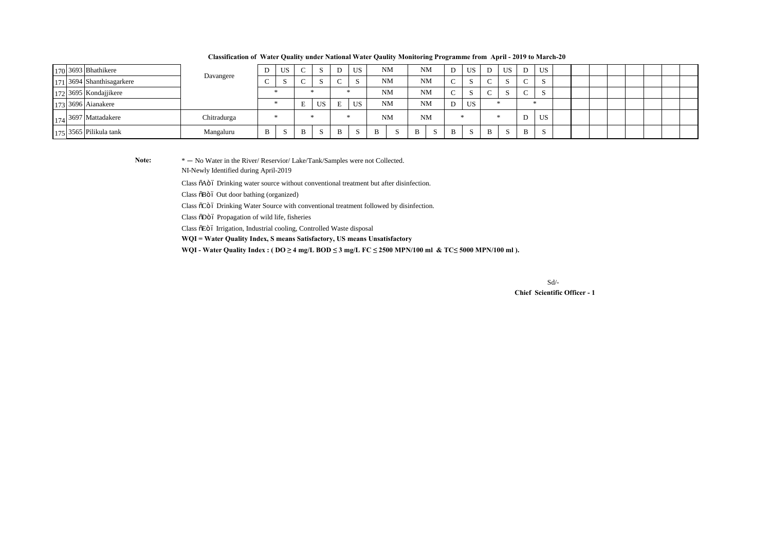**Classification of Water Quality under National Water Qaulity Monitoring Programme from April - 2019 to March-20**

| | | | | | | | | | | | | | | | | | | | | | | | | | | | |
|---|---|---|---|---|---|---|---|---|---|---|---|---|---|---|---|---|---|---|---|---|---|---|---|---|---|---|---|
| 170 | 3693 | Bhathikere | Davangere | D | US | C | S | D | US | NM | | NM | | D | US | D | US | D | US | | | | | | | | |
| 171 | 3694 | Shanthisagarkere | | C | S | C | S | C | S | NM | | NM | | C | S | C | S | C | S | | | | | | | | |
| 172 | 3695 | Kondajjikere | | * | | * | | * | | NM | | NM | | C | S | C | S | C | S | | | | | | | | |
| 173 | 3696 | Aianakere | | * | | E | US | E | US | NM | | NM | | D | US | * | | * | | | | | | | | | |
| 174 | 3697 | Mattadakere | Chitradurga | * | | * | | * | | NM | | NM | | * | | * | | D | US | | | | | | | | |
| 175 | 3565 | Pilikula tank | Mangaluru | B | S | B | S | B | S | B | S | B | S | B | S | B | S | B | S | | | | | | | | |

**Note:** * — No Water in the River/ Reservior/ Lake/Tank/Samples were not Collected.

NI-Newly Identified during April-2019

Class ñAò ï Drinking water source without conventional treatment but after disinfection.

Class ñBò ï Out door bathing (organized)

Class ñCò ï Drinking Water Source with conventional treatment followed by disinfection.

Class ñDò ï Propagation of wild life, fisheries

Class ñEò ï Irrigation, Industrial cooling, Controlled Waste disposal

**WQI = Water Quality Index, S means Satisfactory, US means Unsatisfactory**

**WQI - Water Quality Index : ( DO ≥ 4 mg/L BOD ≤ 3 mg/L FC ≤ 2500 MPN/100 ml & TC≤ 5000 MPN/100 ml ).**

Sd/-

**Chief Scientific Officer - 1**